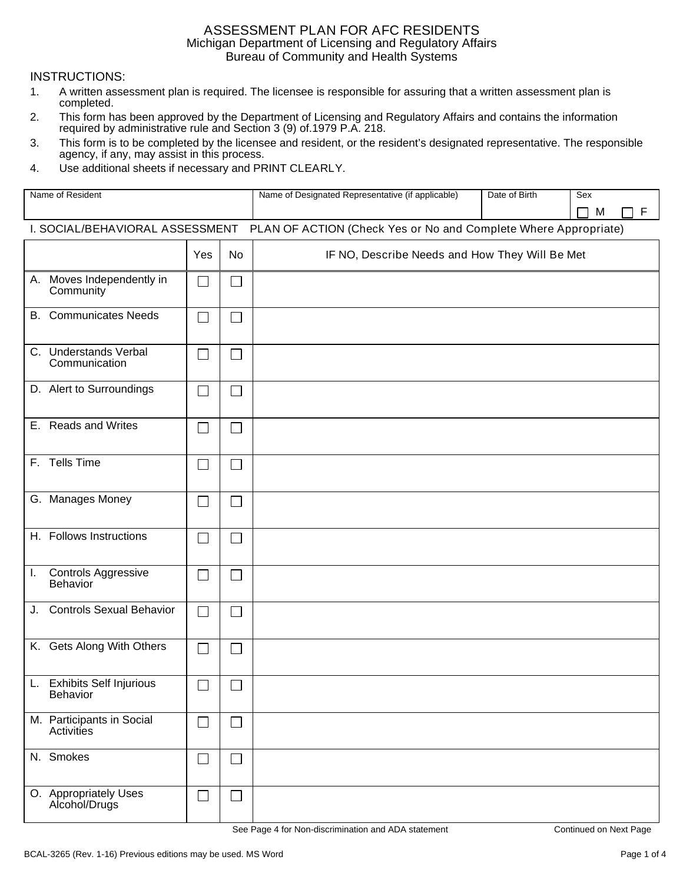# ASSESSMENT PLAN FOR AFC RESIDENTS

Michigan Department of Licensing and Regulatory Affairs
Bureau of Community and Health Systems

INSTRUCTIONS:

1. A written assessment plan is required. The licensee is responsible for assuring that a written assessment plan is completed.
2. This form has been approved by the Department of Licensing and Regulatory Affairs and contains the information required by administrative rule and Section 3 (9) of.1979 P.A. 218.
3. This form is to be completed by the licensee and resident, or the resident's designated representative. The responsible agency, if any, may assist in this process.
4. Use additional sheets if necessary and PRINT CLEARLY.

| Name of Resident | Name of Designated Representative (if applicable) | Date of Birth | Sex |
|---|---|---|---|
| | | | ☐ M ☐ F |

I. SOCIAL/BEHAVIORAL ASSESSMENT PLAN OF ACTION (Check Yes or No and Complete Where Appropriate)

| | Yes | No | IF NO, Describe Needs and How They Will Be Met |
|---|---|---|---|
| A. Moves Independently in Community | ☐ | ☐ | |
| B. Communicates Needs | ☐ | ☐ | |
| C. Understands Verbal Communication | ☐ | ☐ | |
| D. Alert to Surroundings | ☐ | ☐ | |
| E. Reads and Writes | ☐ | ☐ | |
| F. Tells Time | ☐ | ☐ | |
| G. Manages Money | ☐ | ☐ | |
| H. Follows Instructions | ☐ | ☐ | |
| I. Controls Aggressive Behavior | ☐ | ☐ | |
| J. Controls Sexual Behavior | ☐ | ☐ | |
| K. Gets Along With Others | ☐ | ☐ | |
| L. Exhibits Self Injurious Behavior | ☐ | ☐ | |
| M. Participants in Social Activities | ☐ | ☐ | |
| N. Smokes | ☐ | ☐ | |
| O. Appropriately Uses Alcohol/Drugs | ☐ | ☐ | |

See Page 4 for Non-discrimination and ADA statement

Continued on Next Page

BCAL-3265 (Rev. 1-16) Previous editions may be used. MS Word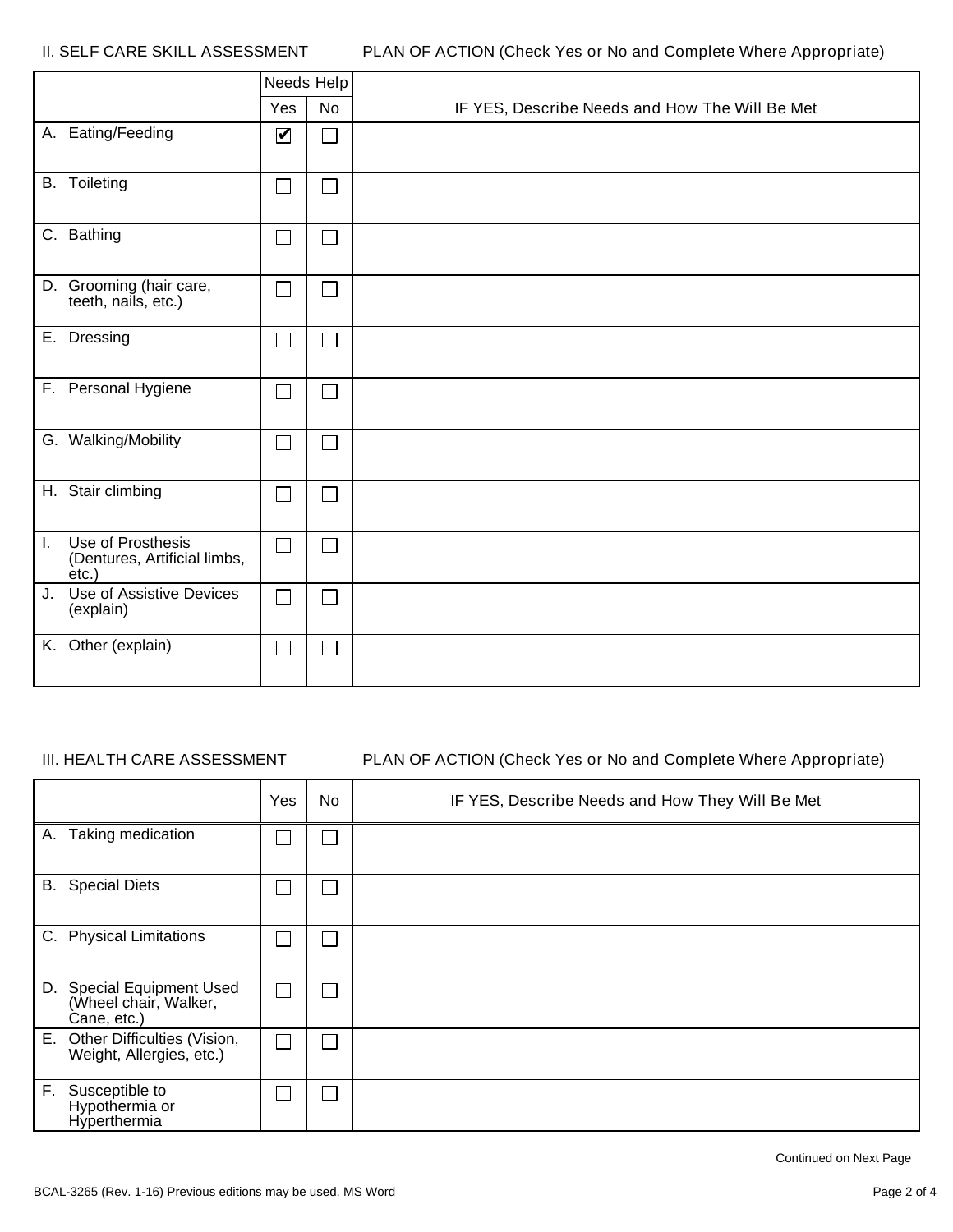II. SELF CARE SKILL ASSESSMENT PLAN OF ACTION (Check Yes or No and Complete Where Appropriate)

| | Needs Help | | |
|---|---|---|---|
| | Yes | No | IF YES, Describe Needs and How The Will Be Met |
| A. Eating/Feeding | ☑ | ☐ | |
| B. Toileting | ☐ | ☐ | |
| C. Bathing | ☐ | ☐ | |
| D. Grooming (hair care, teeth, nails, etc.) | ☐ | ☐ | |
| E. Dressing | ☐ | ☐ | |
| F. Personal Hygiene | ☐ | ☐ | |
| G. Walking/Mobility | ☐ | ☐ | |
| H. Stair climbing | ☐ | ☐ | |
| I. Use of Prosthesis (Dentures, Artificial limbs, etc.) | ☐ | ☐ | |
| J. Use of Assistive Devices (explain) | ☐ | ☐ | |
| K. Other (explain) | ☐ | ☐ | |

III. HEALTH CARE ASSESSMENT PLAN OF ACTION (Check Yes or No and Complete Where Appropriate)

| | Yes | No | IF YES, Describe Needs and How They Will Be Met |
|---|---|---|---|
| A. Taking medication | ☐ | ☐ | |
| B. Special Diets | ☐ | ☐ | |
| C. Physical Limitations | ☐ | ☐ | |
| D. Special Equipment Used (Wheel chair, Walker, Cane, etc.) | ☐ | ☐ | |
| E. Other Difficulties (Vision, Weight, Allergies, etc.) | ☐ | ☐ | |
| F. Susceptible to Hypothermia or Hyperthermia | ☐ | ☐ | |

Continued on Next Page

BCAL-3265 (Rev. 1-16) Previous editions may be used. MS Word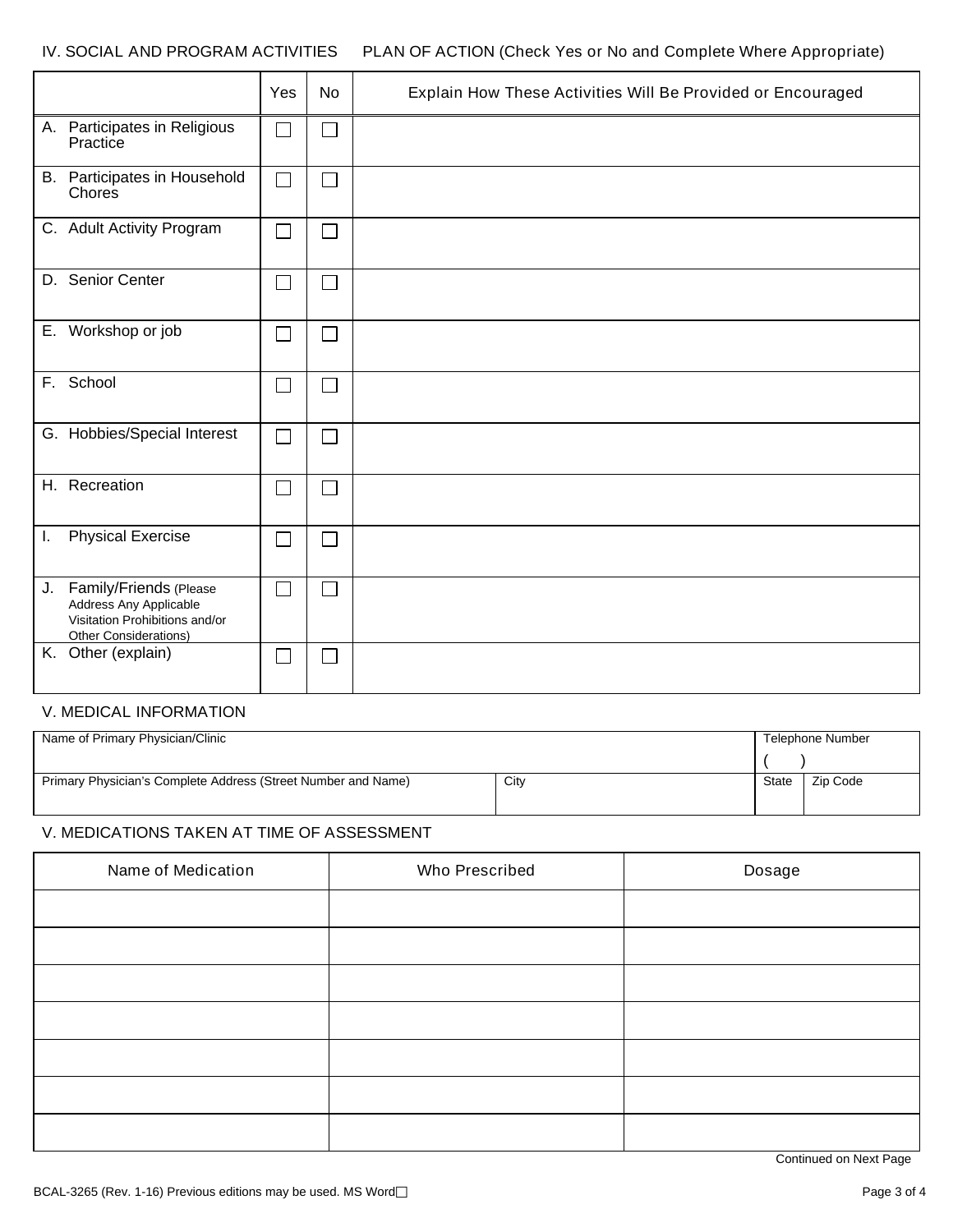IV. SOCIAL AND PROGRAM ACTIVITIES PLAN OF ACTION (Check Yes or No and Complete Where Appropriate)

| | Yes | No | Explain How These Activities Will Be Provided or Encouraged |
|---|---|---|---|
| A. Participates in Religious Practice | ☐ | ☐ | |
| B. Participates in Household Chores | ☐ | ☐ | |
| C. Adult Activity Program | ☐ | ☐ | |
| D. Senior Center | ☐ | ☐ | |
| E. Workshop or job | ☐ | ☐ | |
| F. School | ☐ | ☐ | |
| G. Hobbies/Special Interest | ☐ | ☐ | |
| H. Recreation | ☐ | ☐ | |
| I. Physical Exercise | ☐ | ☐ | |
| J. Family/Friends (Please Address Any Applicable Visitation Prohibitions and/or Other Considerations) | ☐ | ☐ | |
| K. Other (explain) | ☐ | ☐ | |

V. MEDICAL INFORMATION

| Name of Primary Physician/Clinic | | Telephone Number<br>( ) | |
|---|---|---|---|
| Primary Physician's Complete Address (Street Number and Name) | City | State | Zip Code |

V. MEDICATIONS TAKEN AT TIME OF ASSESSMENT

| Name of Medication | Who Prescribed | Dosage |
|---|---|---|
| | | |
| | | |
| | | |
| | | |
| | | |
| | | |
| | | |

Continued on Next Page

BCAL-3265 (Rev. 1-16) Previous editions may be used. MS Word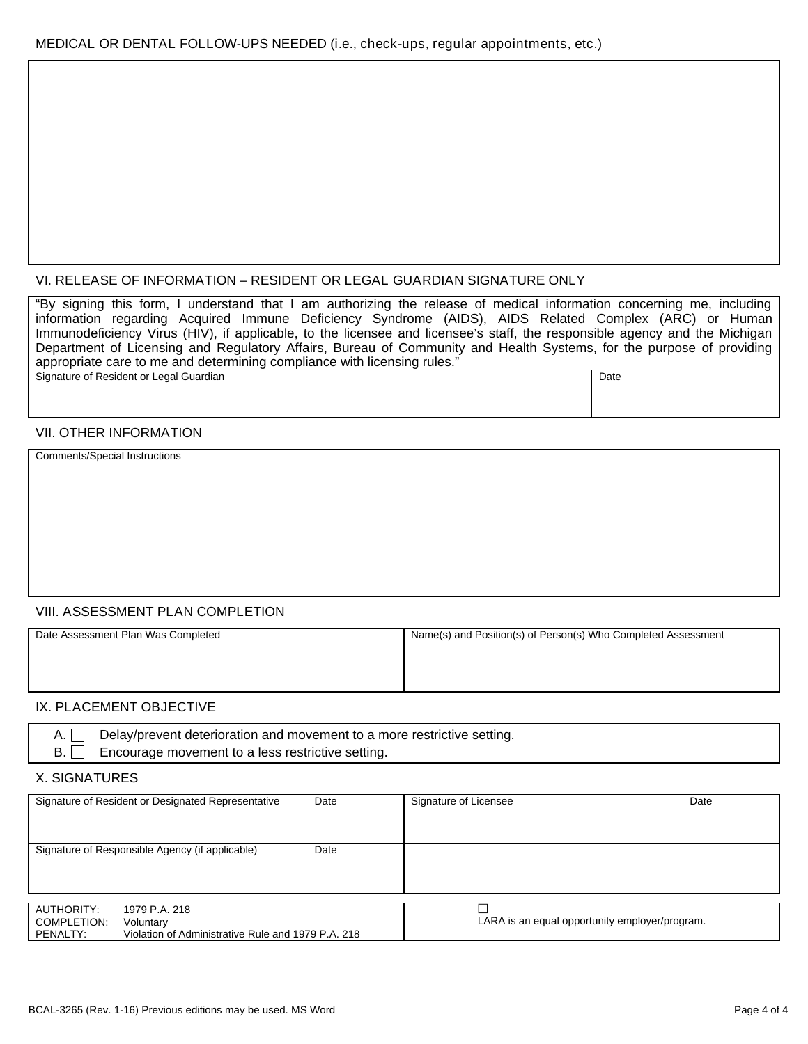MEDICAL OR DENTAL FOLLOW-UPS NEEDED (i.e., check-ups, regular appointments, etc.)

| |
|---|
| |

VI. RELEASE OF INFORMATION – RESIDENT OR LEGAL GUARDIAN SIGNATURE ONLY

"By signing this form, I understand that I am authorizing the release of medical information concerning me, including information regarding Acquired Immune Deficiency Syndrome (AIDS), AIDS Related Complex (ARC) or Human Immunodeficiency Virus (HIV), if applicable, to the licensee and licensee's staff, the responsible agency and the Michigan Department of Licensing and Regulatory Affairs, Bureau of Community and Health Systems, for the purpose of providing appropriate care to me and determining compliance with licensing rules."

| Signature of Resident or Legal Guardian | Date |
|---|---|
| | |

VII. OTHER INFORMATION

| Comments/Special Instructions |
|---|
| |

VIII. ASSESSMENT PLAN COMPLETION

| Date Assessment Plan Was Completed | Name(s) and Position(s) of Person(s) Who Completed Assessment |
|---|---|
| | |

IX. PLACEMENT OBJECTIVE

A. ☐ Delay/prevent deterioration and movement to a more restrictive setting.
B. ☐ Encourage movement to a less restrictive setting.

X. SIGNATURES

| Signature of Resident or Designated Representative | Date | Signature of Licensee | Date |
|---|---|---|---|
| Signature of Responsible Agency (if applicable) | Date | | |

| | |
|---|---|
| AUTHORITY: 1979 P.A. 218<br>COMPLETION: Voluntary<br>PENALTY: Violation of Administrative Rule and 1979 P.A. 218 | ☐<br>LARA is an equal opportunity employer/program. |

BCAL-3265 (Rev. 1-16) Previous editions may be used. MS Word